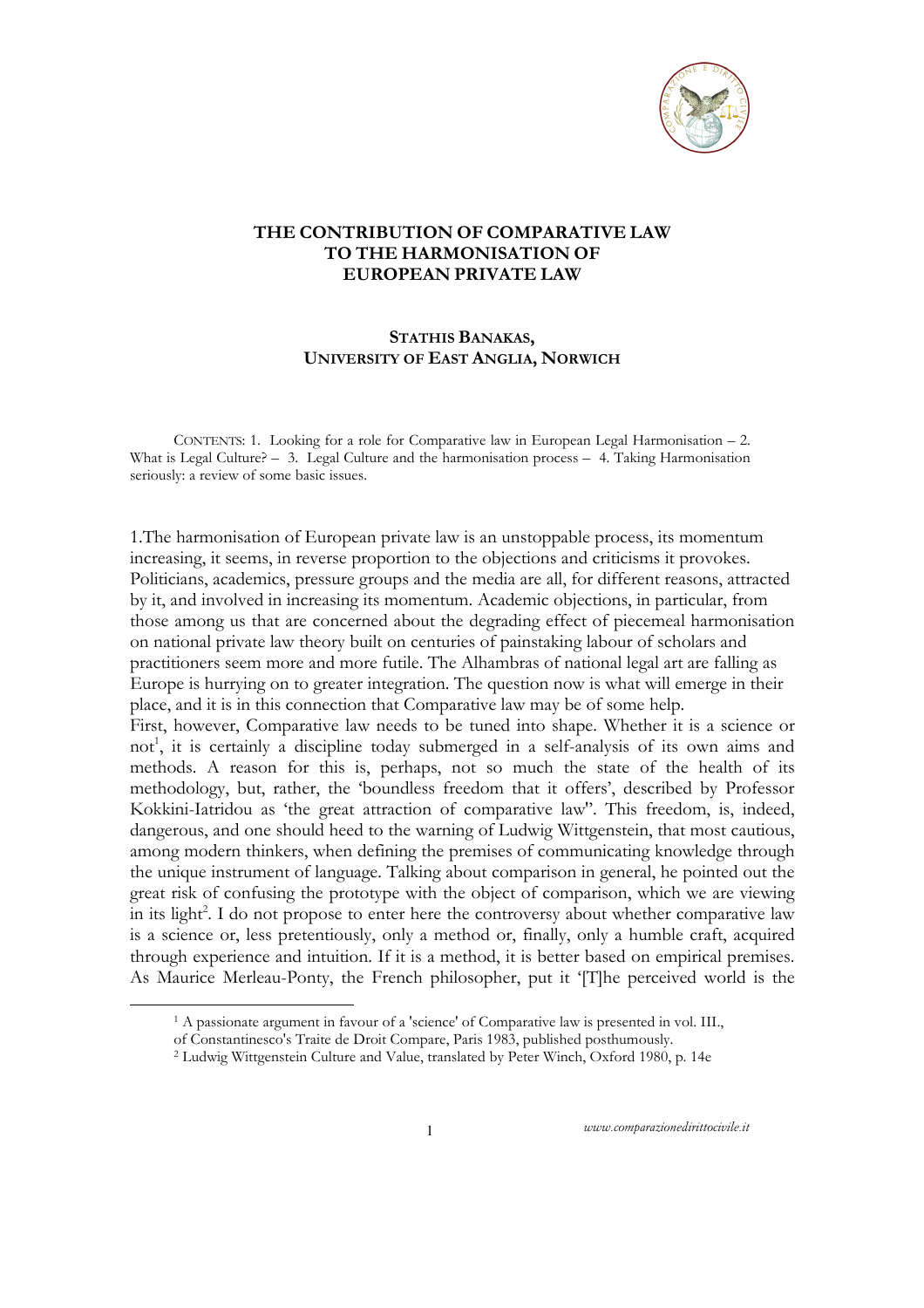# THE CONTRIBUTION OF COMPARATIVE LAW TO THE HARMONISATION OF EUROPEAN PRIVATE LAW

**STATHIS BANAKAS,**
**UNIVERSITY OF EAST ANGLIA, NORWICH**

CONTENTS: 1. Looking for a role for Comparative law in European Legal Harmonisation – 2. What is Legal Culture? – 3. Legal Culture and the harmonisation process – 4. Taking Harmonisation seriously: a review of some basic issues.

1.The harmonisation of European private law is an unstoppable process, its momentum increasing, it seems, in reverse proportion to the objections and criticisms it provokes. Politicians, academics, pressure groups and the media are all, for different reasons, attracted by it, and involved in increasing its momentum. Academic objections, in particular, from those among us that are concerned about the degrading effect of piecemeal harmonisation on national private law theory built on centuries of painstaking labour of scholars and practitioners seem more and more futile. The Alhambras of national legal art are falling as Europe is hurrying on to greater integration. The question now is what will emerge in their place, and it is in this connection that Comparative law may be of some help.

First, however, Comparative law needs to be tuned into shape. Whether it is a science or not[1], it is certainly a discipline today submerged in a self-analysis of its own aims and methods. A reason for this is, perhaps, not so much the state of the health of its methodology, but, rather, the 'boundless freedom that it offers', described by Professor Kokkini-Iatridou as 'the great attraction of comparative law''. This freedom, is, indeed, dangerous, and one should heed to the warning of Ludwig Wittgenstein, that most cautious, among modern thinkers, when defining the premises of communicating knowledge through the unique instrument of language. Talking about comparison in general, he pointed out the great risk of confusing the prototype with the object of comparison, which we are viewing in its light[2]. I do not propose to enter here the controversy about whether comparative law is a science or, less pretentiously, only a method or, finally, only a humble craft, acquired through experience and intuition. If it is a method, it is better based on empirical premises. As Maurice Merleau-Ponty, the French philosopher, put it '[T]he perceived world is the

[1] A passionate argument in favour of a 'science' of Comparative law is presented in vol. III., of Constantinesco's Traite de Droit Compare, Paris 1983, published posthumously.

[2] Ludwig Wittgenstein Culture and Value, translated by Peter Winch, Oxford 1980, p. 14e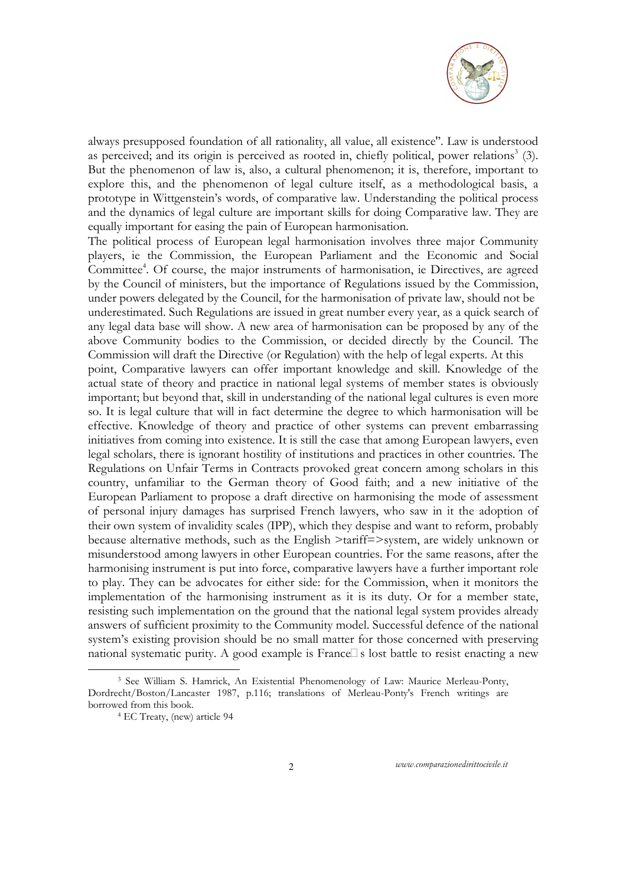always presupposed foundation of all rationality, all value, all existence". Law is understood as perceived; and its origin is perceived as rooted in, chiefly political, power relations[3] (3). But the phenomenon of law is, also, a cultural phenomenon; it is, therefore, important to explore this, and the phenomenon of legal culture itself, as a methodological basis, a prototype in Wittgenstein's words, of comparative law. Understanding the political process and the dynamics of legal culture are important skills for doing Comparative law. They are equally important for easing the pain of European harmonisation.

The political process of European legal harmonisation involves three major Community players, ie the Commission, the European Parliament and the Economic and Social Committee[4]. Of course, the major instruments of harmonisation, ie Directives, are agreed by the Council of ministers, but the importance of Regulations issued by the Commission, under powers delegated by the Council, for the harmonisation of private law, should not be underestimated. Such Regulations are issued in great number every year, as a quick search of any legal data base will show. A new area of harmonisation can be proposed by any of the above Community bodies to the Commission, or decided directly by the Council. The Commission will draft the Directive (or Regulation) with the help of legal experts. At this point, Comparative lawyers can offer important knowledge and skill. Knowledge of the actual state of theory and practice in national legal systems of member states is obviously important; but beyond that, skill in understanding of the national legal cultures is even more so. It is legal culture that will in fact determine the degree to which harmonisation will be effective. Knowledge of theory and practice of other systems can prevent embarrassing initiatives from coming into existence. It is still the case that among European lawyers, even legal scholars, there is ignorant hostility of institutions and practices in other countries. The Regulations on Unfair Terms in Contracts provoked great concern among scholars in this country, unfamiliar to the German theory of Good faith; and a new initiative of the European Parliament to propose a draft directive on harmonising the mode of assessment of personal injury damages has surprised French lawyers, who saw in it the adoption of their own system of invalidity scales (IPP), which they despise and want to reform, probably because alternative methods, such as the English >tariff=>system, are widely unknown or misunderstood among lawyers in other European countries. For the same reasons, after the harmonising instrument is put into force, comparative lawyers have a further important role to play. They can be advocates for either side: for the Commission, when it monitors the implementation of the harmonising instrument as it is its duty. Or for a member state, resisting such implementation on the ground that the national legal system provides already answers of sufficient proximity to the Community model. Successful defence of the national system's existing provision should be no small matter for those concerned with preserving national systematic purity. A good example is France s lost battle to resist enacting a new

---

[3] See William S. Hamrick, An Existential Phenomenology of Law: Maurice Merleau-Ponty, Dordrecht/Boston/Lancaster 1987, p.116; translations of Merleau-Ponty's French writings are borrowed from this book.

[4] EC Treaty, (new) article 94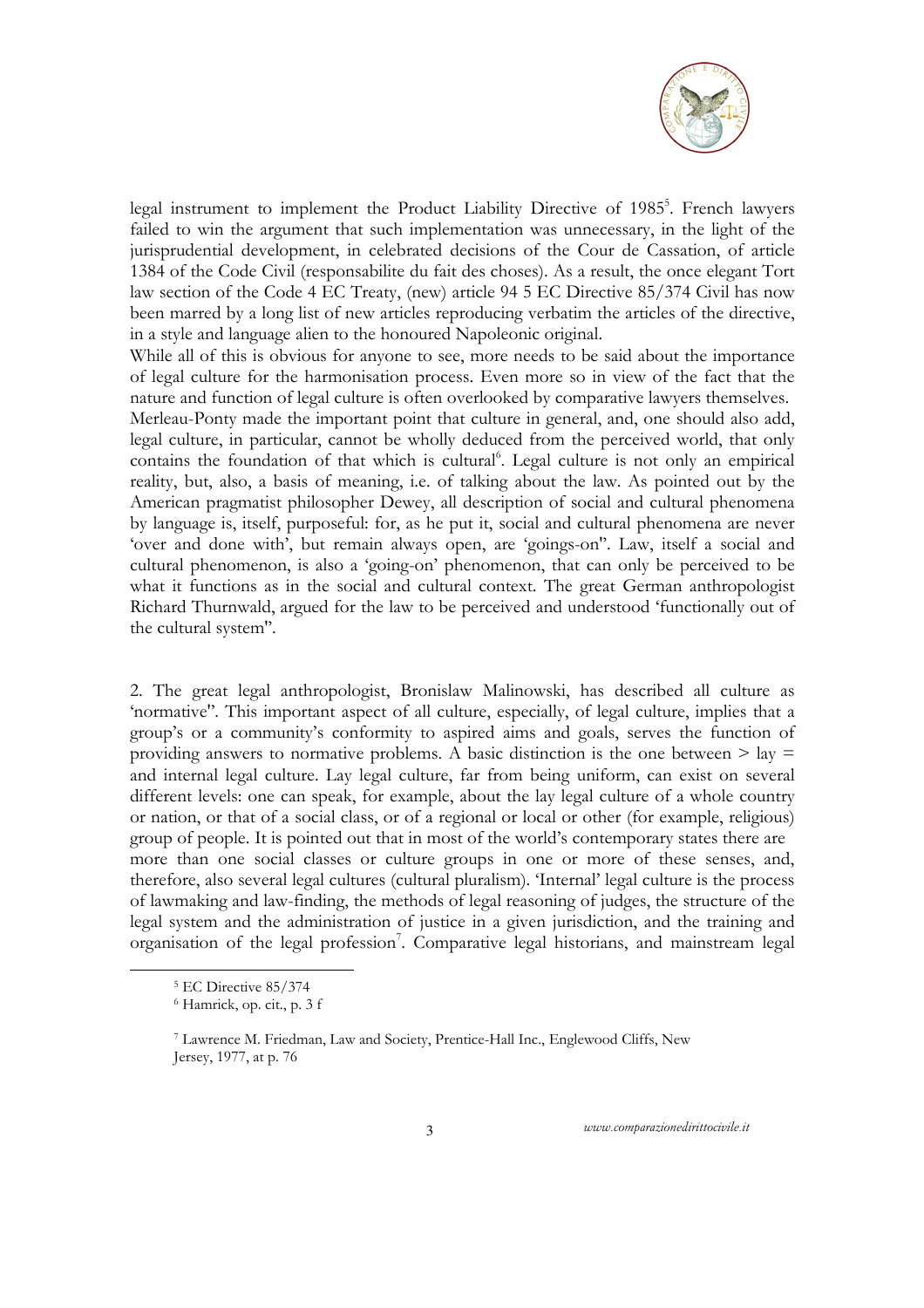legal instrument to implement the Product Liability Directive of 1985[5]. French lawyers failed to win the argument that such implementation was unnecessary, in the light of the jurisprudential development, in celebrated decisions of the Cour de Cassation, of article 1384 of the Code Civil (responsabilite du fait des choses). As a result, the once elegant Tort law section of the Code 4 EC Treaty, (new) article 94 5 EC Directive 85/374 Civil has now been marred by a long list of new articles reproducing verbatim the articles of the directive, in a style and language alien to the honoured Napoleonic original.

While all of this is obvious for anyone to see, more needs to be said about the importance of legal culture for the harmonisation process. Even more so in view of the fact that the nature and function of legal culture is often overlooked by comparative lawyers themselves.

Merleau-Ponty made the important point that culture in general, and, one should also add, legal culture, in particular, cannot be wholly deduced from the perceived world, that only contains the foundation of that which is cultural[6]. Legal culture is not only an empirical reality, but, also, a basis of meaning, i.e. of talking about the law. As pointed out by the American pragmatist philosopher Dewey, all description of social and cultural phenomena by language is, itself, purposeful: for, as he put it, social and cultural phenomena are never 'over and done with', but remain always open, are 'goings-on''. Law, itself a social and cultural phenomenon, is also a 'going-on' phenomenon, that can only be perceived to be what it functions as in the social and cultural context. The great German anthropologist Richard Thurnwald, argued for the law to be perceived and understood 'functionally out of the cultural system''.

2. The great legal anthropologist, Bronislaw Malinowski, has described all culture as 'normative''. This important aspect of all culture, especially, of legal culture, implies that a group's or a community's conformity to aspired aims and goals, serves the function of providing answers to normative problems. A basic distinction is the one between > lay = and internal legal culture. Lay legal culture, far from being uniform, can exist on several different levels: one can speak, for example, about the lay legal culture of a whole country or nation, or that of a social class, or of a regional or local or other (for example, religious) group of people. It is pointed out that in most of the world's contemporary states there are more than one social classes or culture groups in one or more of these senses, and, therefore, also several legal cultures (cultural pluralism). 'Internal' legal culture is the process of lawmaking and law-finding, the methods of legal reasoning of judges, the structure of the legal system and the administration of justice in a given jurisdiction, and the training and organisation of the legal profession[7]. Comparative legal historians, and mainstream legal

---

[5] EC Directive 85/374

[6] Hamrick, op. cit., p. 3 f

[7] Lawrence M. Friedman, Law and Society, Prentice-Hall Inc., Englewood Cliffs, New Jersey, 1977, at p. 76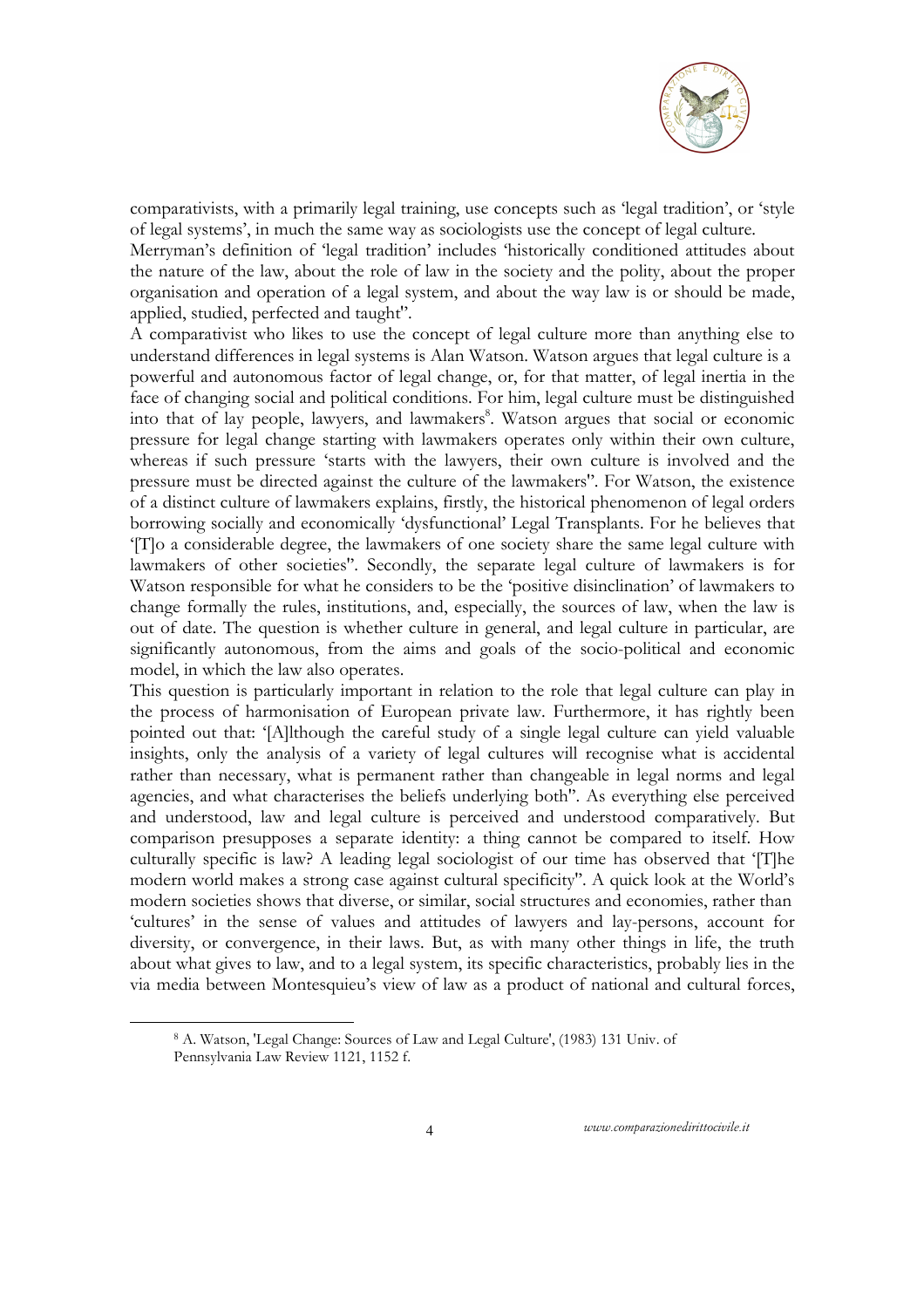comparativists, with a primarily legal training, use concepts such as 'legal tradition', or 'style of legal systems', in much the same way as sociologists use the concept of legal culture.

Merryman's definition of 'legal tradition' includes 'historically conditioned attitudes about the nature of the law, about the role of law in the society and the polity, about the proper organisation and operation of a legal system, and about the way law is or should be made, applied, studied, perfected and taught''.

A comparativist who likes to use the concept of legal culture more than anything else to understand differences in legal systems is Alan Watson. Watson argues that legal culture is a powerful and autonomous factor of legal change, or, for that matter, of legal inertia in the face of changing social and political conditions. For him, legal culture must be distinguished into that of lay people, lawyers, and lawmakers[8]. Watson argues that social or economic pressure for legal change starting with lawmakers operates only within their own culture, whereas if such pressure 'starts with the lawyers, their own culture is involved and the pressure must be directed against the culture of the lawmakers''. For Watson, the existence of a distinct culture of lawmakers explains, firstly, the historical phenomenon of legal orders borrowing socially and economically 'dysfunctional' Legal Transplants. For he believes that '[T]o a considerable degree, the lawmakers of one society share the same legal culture with lawmakers of other societies''. Secondly, the separate legal culture of lawmakers is for Watson responsible for what he considers to be the 'positive disinclination' of lawmakers to change formally the rules, institutions, and, especially, the sources of law, when the law is out of date. The question is whether culture in general, and legal culture in particular, are significantly autonomous, from the aims and goals of the socio-political and economic model, in which the law also operates.

This question is particularly important in relation to the role that legal culture can play in the process of harmonisation of European private law. Furthermore, it has rightly been pointed out that: '[A]lthough the careful study of a single legal culture can yield valuable insights, only the analysis of a variety of legal cultures will recognise what is accidental rather than necessary, what is permanent rather than changeable in legal norms and legal agencies, and what characterises the beliefs underlying both''. As everything else perceived and understood, law and legal culture is perceived and understood comparatively. But comparison presupposes a separate identity: a thing cannot be compared to itself. How culturally specific is law? A leading legal sociologist of our time has observed that '[T]he modern world makes a strong case against cultural specificity''. A quick look at the World's modern societies shows that diverse, or similar, social structures and economies, rather than 'cultures' in the sense of values and attitudes of lawyers and lay-persons, account for diversity, or convergence, in their laws. But, as with many other things in life, the truth about what gives to law, and to a legal system, its specific characteristics, probably lies in the via media between Montesquieu's view of law as a product of national and cultural forces,

[8] A. Watson, 'Legal Change: Sources of Law and Legal Culture', (1983) 131 Univ. of Pennsylvania Law Review 1121, 1152 f.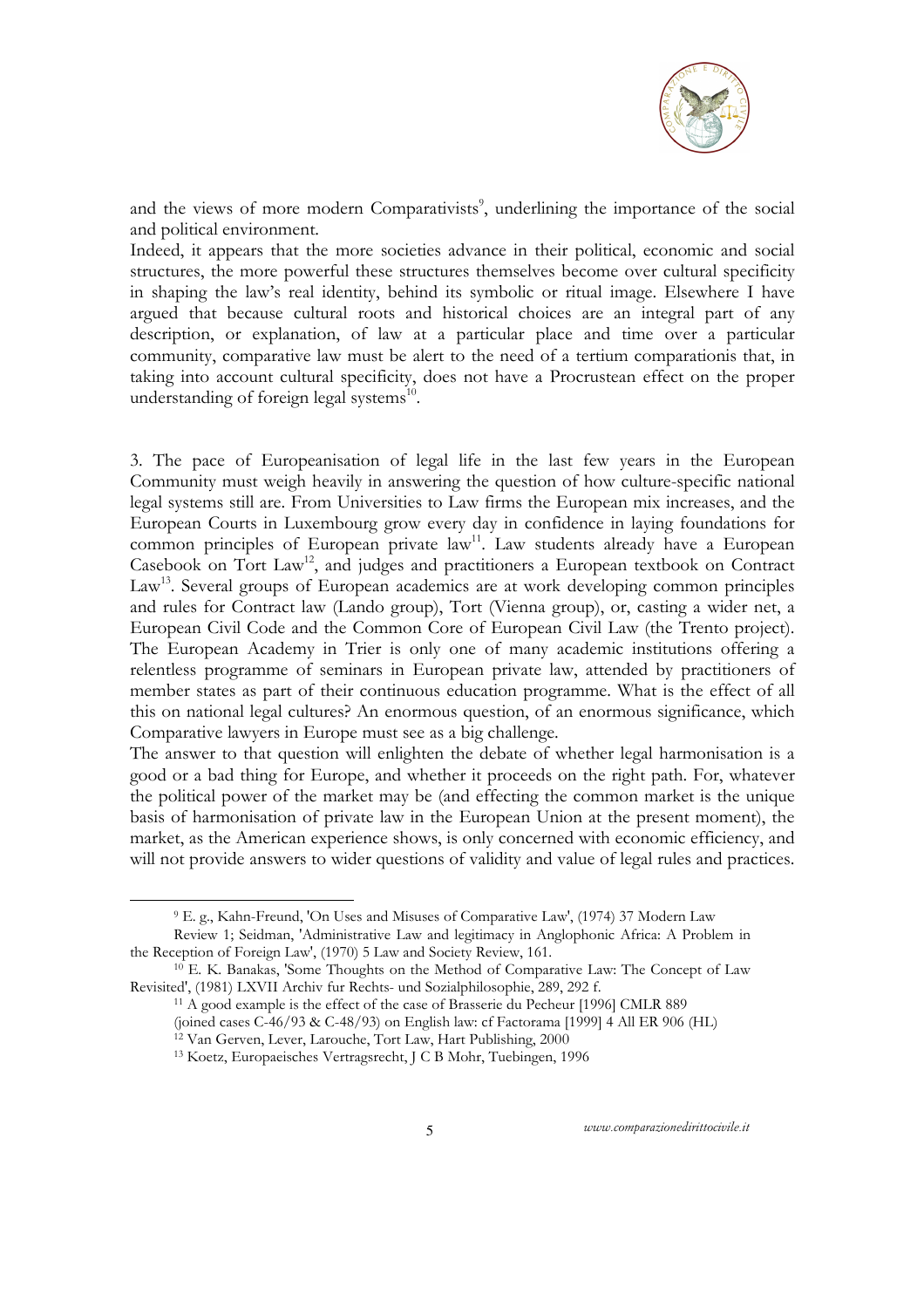and the views of more modern Comparativists[9], underlining the importance of the social and political environment.

Indeed, it appears that the more societies advance in their political, economic and social structures, the more powerful these structures themselves become over cultural specificity in shaping the law's real identity, behind its symbolic or ritual image. Elsewhere I have argued that because cultural roots and historical choices are an integral part of any description, or explanation, of law at a particular place and time over a particular community, comparative law must be alert to the need of a tertium comparationis that, in taking into account cultural specificity, does not have a Procrustean effect on the proper understanding of foreign legal systems[10].

3. The pace of Europeanisation of legal life in the last few years in the European Community must weigh heavily in answering the question of how culture-specific national legal systems still are. From Universities to Law firms the European mix increases, and the European Courts in Luxembourg grow every day in confidence in laying foundations for common principles of European private law[11]. Law students already have a European Casebook on Tort Law[12], and judges and practitioners a European textbook on Contract Law[13]. Several groups of European academics are at work developing common principles and rules for Contract law (Lando group), Tort (Vienna group), or, casting a wider net, a European Civil Code and the Common Core of European Civil Law (the Trento project). The European Academy in Trier is only one of many academic institutions offering a relentless programme of seminars in European private law, attended by practitioners of member states as part of their continuous education programme. What is the effect of all this on national legal cultures? An enormous question, of an enormous significance, which Comparative lawyers in Europe must see as a big challenge.

The answer to that question will enlighten the debate of whether legal harmonisation is a good or a bad thing for Europe, and whether it proceeds on the right path. For, whatever the political power of the market may be (and effecting the common market is the unique basis of harmonisation of private law in the European Union at the present moment), the market, as the American experience shows, is only concerned with economic efficiency, and will not provide answers to wider questions of validity and value of legal rules and practices.

---

[9] E. g., Kahn-Freund, 'On Uses and Misuses of Comparative Law', (1974) 37 Modern Law Review 1; Seidman, 'Administrative Law and legitimacy in Anglophonic Africa: A Problem in the Reception of Foreign Law', (1970) 5 Law and Society Review, 161.

[10] E. K. Banakas, 'Some Thoughts on the Method of Comparative Law: The Concept of Law Revisited', (1981) LXVII Archiv fur Rechts- und Sozialphilosophie, 289, 292 f.

[11] A good example is the effect of the case of Brasserie du Pecheur [1996] CMLR 889 (joined cases C-46/93 & C-48/93) on English law: cf Factorama [1999] 4 All ER 906 (HL)

[12] Van Gerven, Lever, Larouche, Tort Law, Hart Publishing, 2000

[13] Koetz, Europaeisches Vertragsrecht, J C B Mohr, Tuebingen, 1996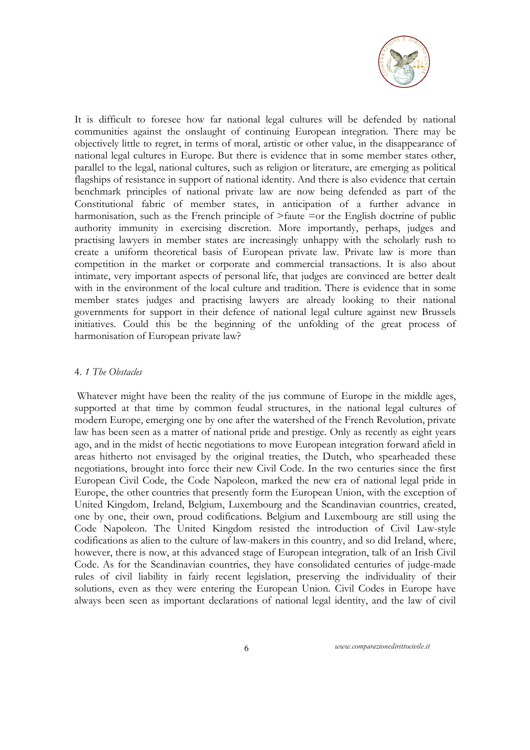It is difficult to foresee how far national legal cultures will be defended by national communities against the onslaught of continuing European integration. There may be objectively little to regret, in terms of moral, artistic or other value, in the disappearance of national legal cultures in Europe. But there is evidence that in some member states other, parallel to the legal, national cultures, such as religion or literature, are emerging as political flagships of resistance in support of national identity. And there is also evidence that certain benchmark principles of national private law are now being defended as part of the Constitutional fabric of member states, in anticipation of a further advance in harmonisation, such as the French principle of >faute =or the English doctrine of public authority immunity in exercising discretion. More importantly, perhaps, judges and practising lawyers in member states are increasingly unhappy with the scholarly rush to create a uniform theoretical basis of European private law. Private law is more than competition in the market or corporate and commercial transactions. It is also about intimate, very important aspects of personal life, that judges are convinced are better dealt with in the environment of the local culture and tradition. There is evidence that in some member states judges and practising lawyers are already looking to their national governments for support in their defence of national legal culture against new Brussels initiatives. Could this be the beginning of the unfolding of the great process of harmonisation of European private law?

#### 4. *1 The Obstacles*

Whatever might have been the reality of the jus commune of Europe in the middle ages, supported at that time by common feudal structures, in the national legal cultures of modern Europe, emerging one by one after the watershed of the French Revolution, private law has been seen as a matter of national pride and prestige. Only as recently as eight years ago, and in the midst of hectic negotiations to move European integration forward afield in areas hitherto not envisaged by the original treaties, the Dutch, who spearheaded these negotiations, brought into force their new Civil Code. In the two centuries since the first European Civil Code, the Code Napoleon, marked the new era of national legal pride in Europe, the other countries that presently form the European Union, with the exception of United Kingdom, Ireland, Belgium, Luxembourg and the Scandinavian countries, created, one by one, their own, proud codifications. Belgium and Luxembourg are still using the Code Napoleon. The United Kingdom resisted the introduction of Civil Law-style codifications as alien to the culture of law-makers in this country, and so did Ireland, where, however, there is now, at this advanced stage of European integration, talk of an Irish Civil Code. As for the Scandinavian countries, they have consolidated centuries of judge-made rules of civil liability in fairly recent legislation, preserving the individuality of their solutions, even as they were entering the European Union. Civil Codes in Europe have always been seen as important declarations of national legal identity, and the law of civil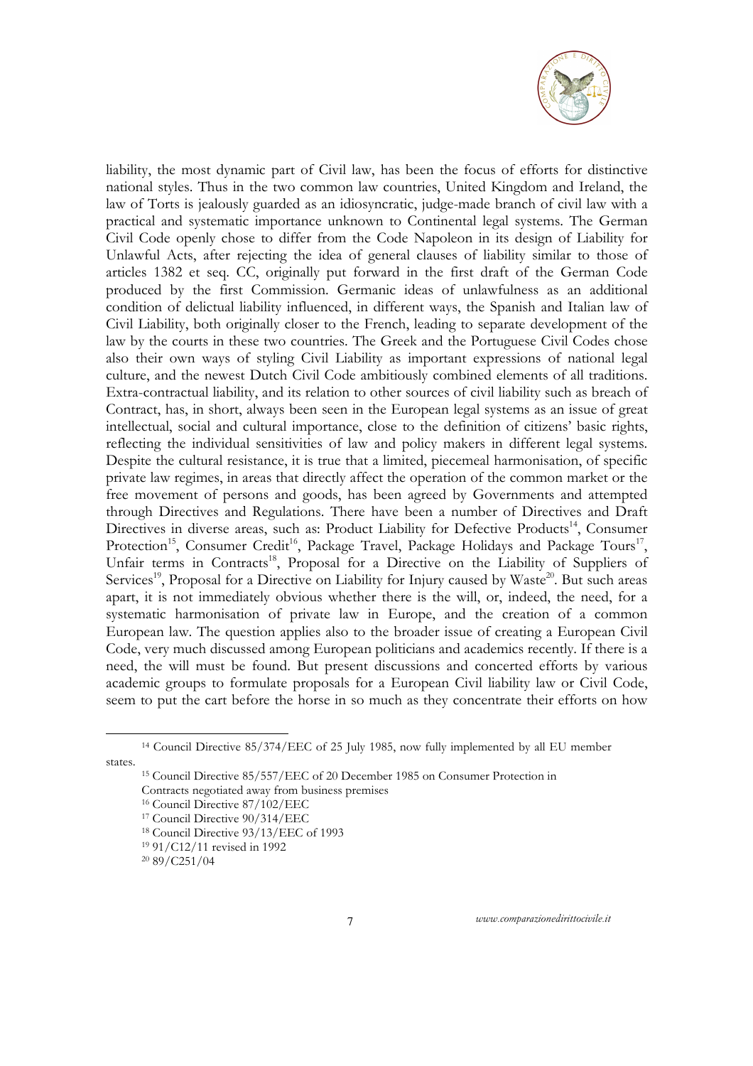liability, the most dynamic part of Civil law, has been the focus of efforts for distinctive national styles. Thus in the two common law countries, United Kingdom and Ireland, the law of Torts is jealously guarded as an idiosyncratic, judge-made branch of civil law with a practical and systematic importance unknown to Continental legal systems. The German Civil Code openly chose to differ from the Code Napoleon in its design of Liability for Unlawful Acts, after rejecting the idea of general clauses of liability similar to those of articles 1382 et seq. CC, originally put forward in the first draft of the German Code produced by the first Commission. Germanic ideas of unlawfulness as an additional condition of delictual liability influenced, in different ways, the Spanish and Italian law of Civil Liability, both originally closer to the French, leading to separate development of the law by the courts in these two countries. The Greek and the Portuguese Civil Codes chose also their own ways of styling Civil Liability as important expressions of national legal culture, and the newest Dutch Civil Code ambitiously combined elements of all traditions. Extra-contractual liability, and its relation to other sources of civil liability such as breach of Contract, has, in short, always been seen in the European legal systems as an issue of great intellectual, social and cultural importance, close to the definition of citizens' basic rights, reflecting the individual sensitivities of law and policy makers in different legal systems. Despite the cultural resistance, it is true that a limited, piecemeal harmonisation, of specific private law regimes, in areas that directly affect the operation of the common market or the free movement of persons and goods, has been agreed by Governments and attempted through Directives and Regulations. There have been a number of Directives and Draft Directives in diverse areas, such as: Product Liability for Defective Products[14], Consumer Protection[15], Consumer Credit[16], Package Travel, Package Holidays and Package Tours[17], Unfair terms in Contracts[18], Proposal for a Directive on the Liability of Suppliers of Services[19], Proposal for a Directive on Liability for Injury caused by Waste[20]. But such areas apart, it is not immediately obvious whether there is the will, or, indeed, the need, for a systematic harmonisation of private law in Europe, and the creation of a common European law. The question applies also to the broader issue of creating a European Civil Code, very much discussed among European politicians and academics recently. If there is a need, the will must be found. But present discussions and concerted efforts by various academic groups to formulate proposals for a European Civil liability law or Civil Code, seem to put the cart before the horse in so much as they concentrate their efforts on how

---

[14] Council Directive 85/374/EEC of 25 July 1985, now fully implemented by all EU member states.

[15] Council Directive 85/557/EEC of 20 December 1985 on Consumer Protection in Contracts negotiated away from business premises

[16] Council Directive 87/102/EEC

[17] Council Directive 90/314/EEC

[18] Council Directive 93/13/EEC of 1993

[19] 91/C12/11 revised in 1992

[20] 89/C251/04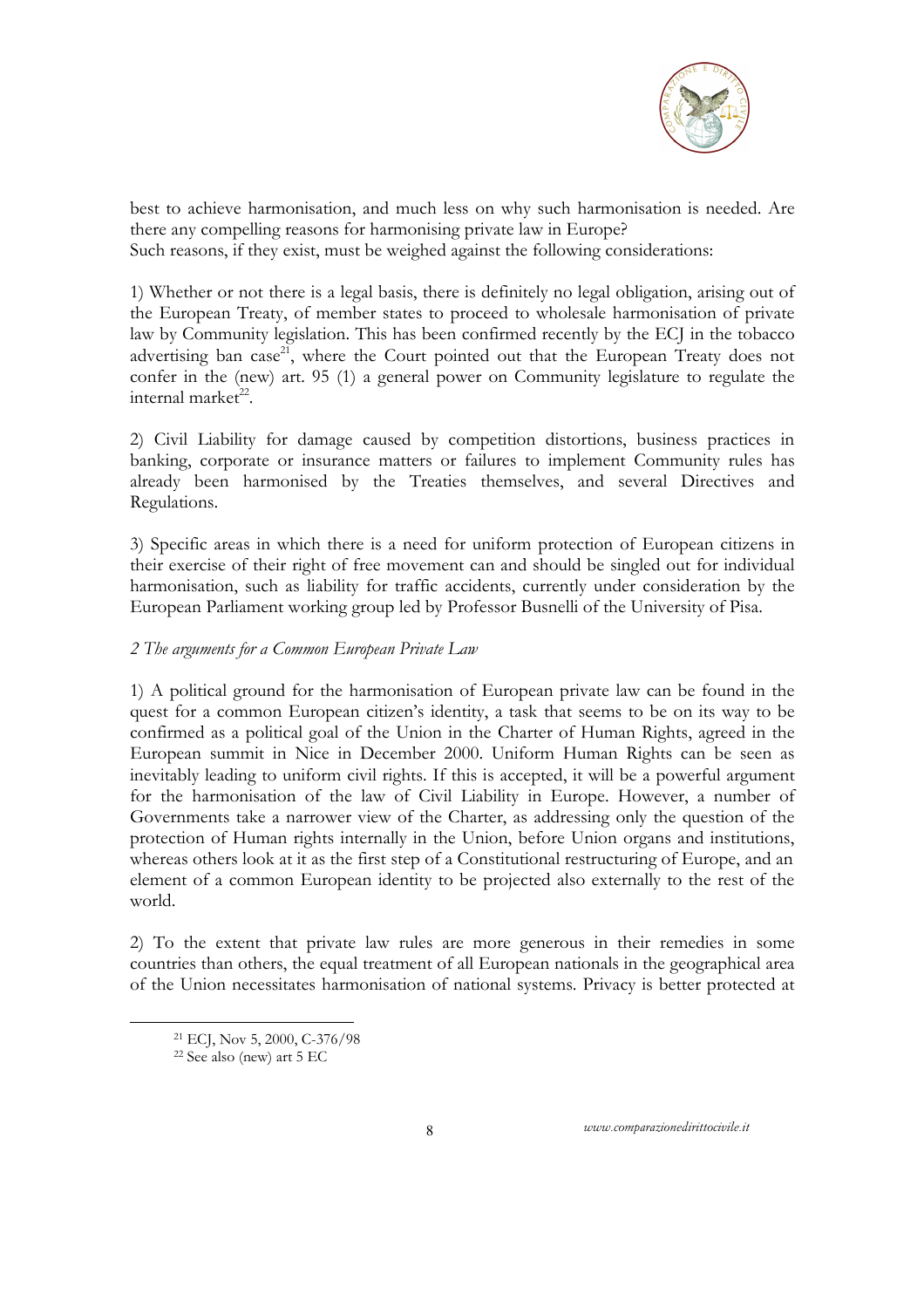best to achieve harmonisation, and much less on why such harmonisation is needed. Are there any compelling reasons for harmonising private law in Europe?
Such reasons, if they exist, must be weighed against the following considerations:

1) Whether or not there is a legal basis, there is definitely no legal obligation, arising out of the European Treaty, of member states to proceed to wholesale harmonisation of private law by Community legislation. This has been confirmed recently by the ECJ in the tobacco advertising ban case[21], where the Court pointed out that the European Treaty does not confer in the (new) art. 95 (1) a general power on Community legislature to regulate the internal market[22].

2) Civil Liability for damage caused by competition distortions, business practices in banking, corporate or insurance matters or failures to implement Community rules has already been harmonised by the Treaties themselves, and several Directives and Regulations.

3) Specific areas in which there is a need for uniform protection of European citizens in their exercise of their right of free movement can and should be singled out for individual harmonisation, such as liability for traffic accidents, currently under consideration by the European Parliament working group led by Professor Busnelli of the University of Pisa.

### *2 The arguments for a Common European Private Law*

1) A political ground for the harmonisation of European private law can be found in the quest for a common European citizen's identity, a task that seems to be on its way to be confirmed as a political goal of the Union in the Charter of Human Rights, agreed in the European summit in Nice in December 2000. Uniform Human Rights can be seen as inevitably leading to uniform civil rights. If this is accepted, it will be a powerful argument for the harmonisation of the law of Civil Liability in Europe. However, a number of Governments take a narrower view of the Charter, as addressing only the question of the protection of Human rights internally in the Union, before Union organs and institutions, whereas others look at it as the first step of a Constitutional restructuring of Europe, and an element of a common European identity to be projected also externally to the rest of the world.

2) To the extent that private law rules are more generous in their remedies in some countries than others, the equal treatment of all European nationals in the geographical area of the Union necessitates harmonisation of national systems. Privacy is better protected at

---

[21] ECJ, Nov 5, 2000, C-376/98

[22] See also (new) art 5 EC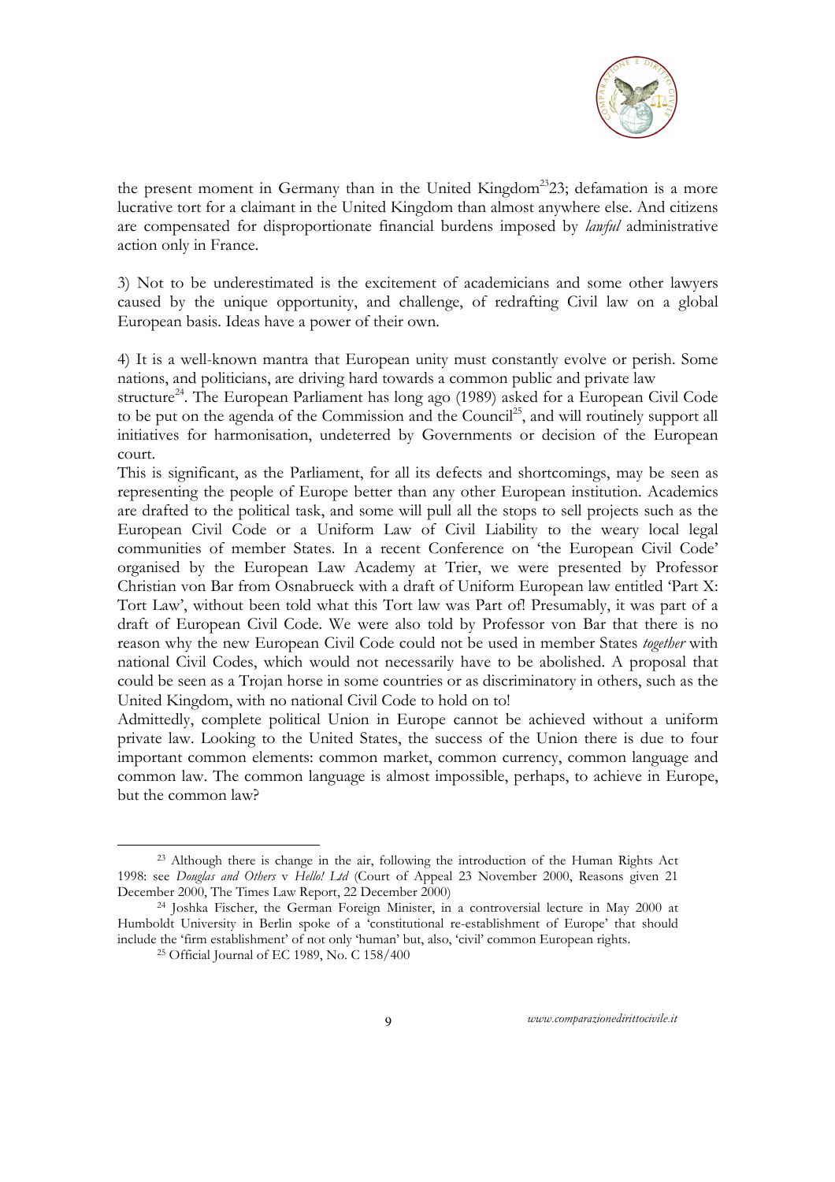the present moment in Germany than in the United Kingdom[23]23; defamation is a more lucrative tort for a claimant in the United Kingdom than almost anywhere else. And citizens are compensated for disproportionate financial burdens imposed by *lawful* administrative action only in France.

3) Not to be underestimated is the excitement of academicians and some other lawyers caused by the unique opportunity, and challenge, of redrafting Civil law on a global European basis. Ideas have a power of their own.

4) It is a well-known mantra that European unity must constantly evolve or perish. Some nations, and politicians, are driving hard towards a common public and private law structure[24]. The European Parliament has long ago (1989) asked for a European Civil Code to be put on the agenda of the Commission and the Council[25], and will routinely support all initiatives for harmonisation, undeterred by Governments or decision of the European court.

This is significant, as the Parliament, for all its defects and shortcomings, may be seen as representing the people of Europe better than any other European institution. Academics are drafted to the political task, and some will pull all the stops to sell projects such as the European Civil Code or a Uniform Law of Civil Liability to the weary local legal communities of member States. In a recent Conference on 'the European Civil Code' organised by the European Law Academy at Trier, we were presented by Professor Christian von Bar from Osnabrueck with a draft of Uniform European law entitled 'Part X: Tort Law', without been told what this Tort law was Part of! Presumably, it was part of a draft of European Civil Code. We were also told by Professor von Bar that there is no reason why the new European Civil Code could not be used in member States *together* with national Civil Codes, which would not necessarily have to be abolished. A proposal that could be seen as a Trojan horse in some countries or as discriminatory in others, such as the United Kingdom, with no national Civil Code to hold on to!

Admittedly, complete political Union in Europe cannot be achieved without a uniform private law. Looking to the United States, the success of the Union there is due to four important common elements: common market, common currency, common language and common law. The common language is almost impossible, perhaps, to achieve in Europe, but the common law?

---

[23] Although there is change in the air, following the introduction of the Human Rights Act 1998: see *Douglas and Others* v *Hello! Ltd* (Court of Appeal 23 November 2000, Reasons given 21 December 2000, The Times Law Report, 22 December 2000)

[24] Joshka Fischer, the German Foreign Minister, in a controversial lecture in May 2000 at Humboldt University in Berlin spoke of a 'constitutional re-establishment of Europe' that should include the 'firm establishment' of not only 'human' but, also, 'civil' common European rights.

[25] Official Journal of EC 1989, No. C 158/400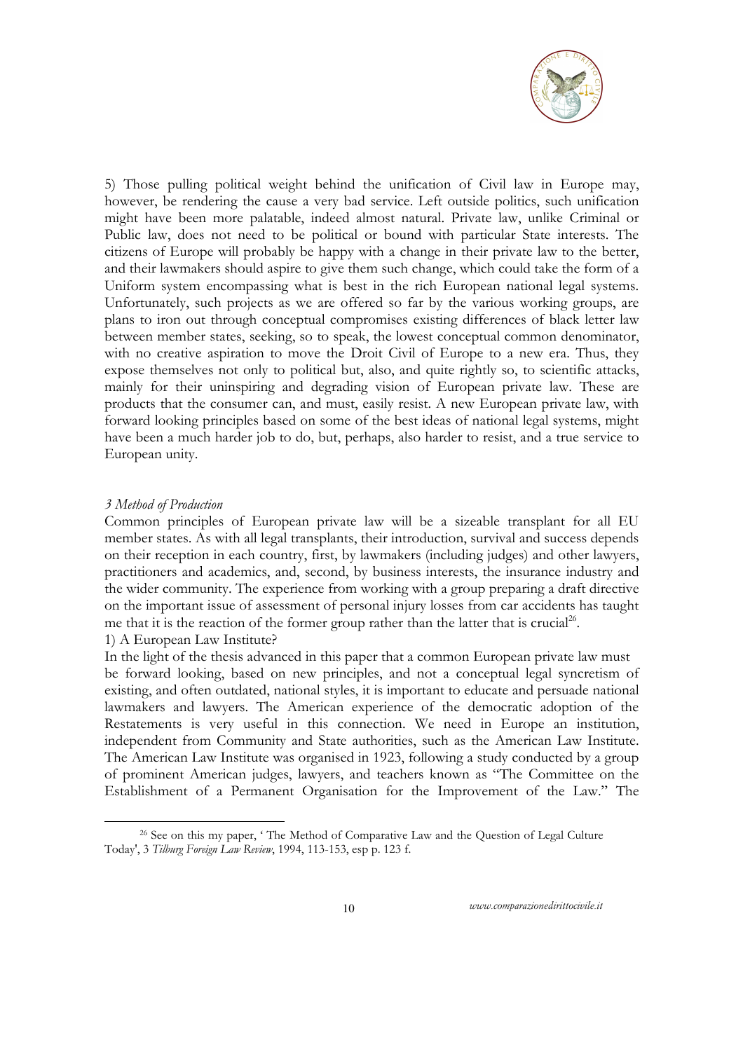5) Those pulling political weight behind the unification of Civil law in Europe may, however, be rendering the cause a very bad service. Left outside politics, such unification might have been more palatable, indeed almost natural. Private law, unlike Criminal or Public law, does not need to be political or bound with particular State interests. The citizens of Europe will probably be happy with a change in their private law to the better, and their lawmakers should aspire to give them such change, which could take the form of a Uniform system encompassing what is best in the rich European national legal systems. Unfortunately, such projects as we are offered so far by the various working groups, are plans to iron out through conceptual compromises existing differences of black letter law between member states, seeking, so to speak, the lowest conceptual common denominator, with no creative aspiration to move the Droit Civil of Europe to a new era. Thus, they expose themselves not only to political but, also, and quite rightly so, to scientific attacks, mainly for their uninspiring and degrading vision of European private law. These are products that the consumer can, and must, easily resist. A new European private law, with forward looking principles based on some of the best ideas of national legal systems, might have been a much harder job to do, but, perhaps, also harder to resist, and a true service to European unity.

### *3 Method of Production*

Common principles of European private law will be a sizeable transplant for all EU member states. As with all legal transplants, their introduction, survival and success depends on their reception in each country, first, by lawmakers (including judges) and other lawyers, practitioners and academics, and, second, by business interests, the insurance industry and the wider community. The experience from working with a group preparing a draft directive on the important issue of assessment of personal injury losses from car accidents has taught me that it is the reaction of the former group rather than the latter that is crucial[26].

1) A European Law Institute?

In the light of the thesis advanced in this paper that a common European private law must be forward looking, based on new principles, and not a conceptual legal syncretism of existing, and often outdated, national styles, it is important to educate and persuade national lawmakers and lawyers. The American experience of the democratic adoption of the Restatements is very useful in this connection. We need in Europe an institution, independent from Community and State authorities, such as the American Law Institute. The American Law Institute was organised in 1923, following a study conducted by a group of prominent American judges, lawyers, and teachers known as "The Committee on the Establishment of a Permanent Organisation for the Improvement of the Law." The

---

[26] See on this my paper, ' The Method of Comparative Law and the Question of Legal Culture Today', 3 *Tilburg Foreign Law Review*, 1994, 113-153, esp p. 123 f.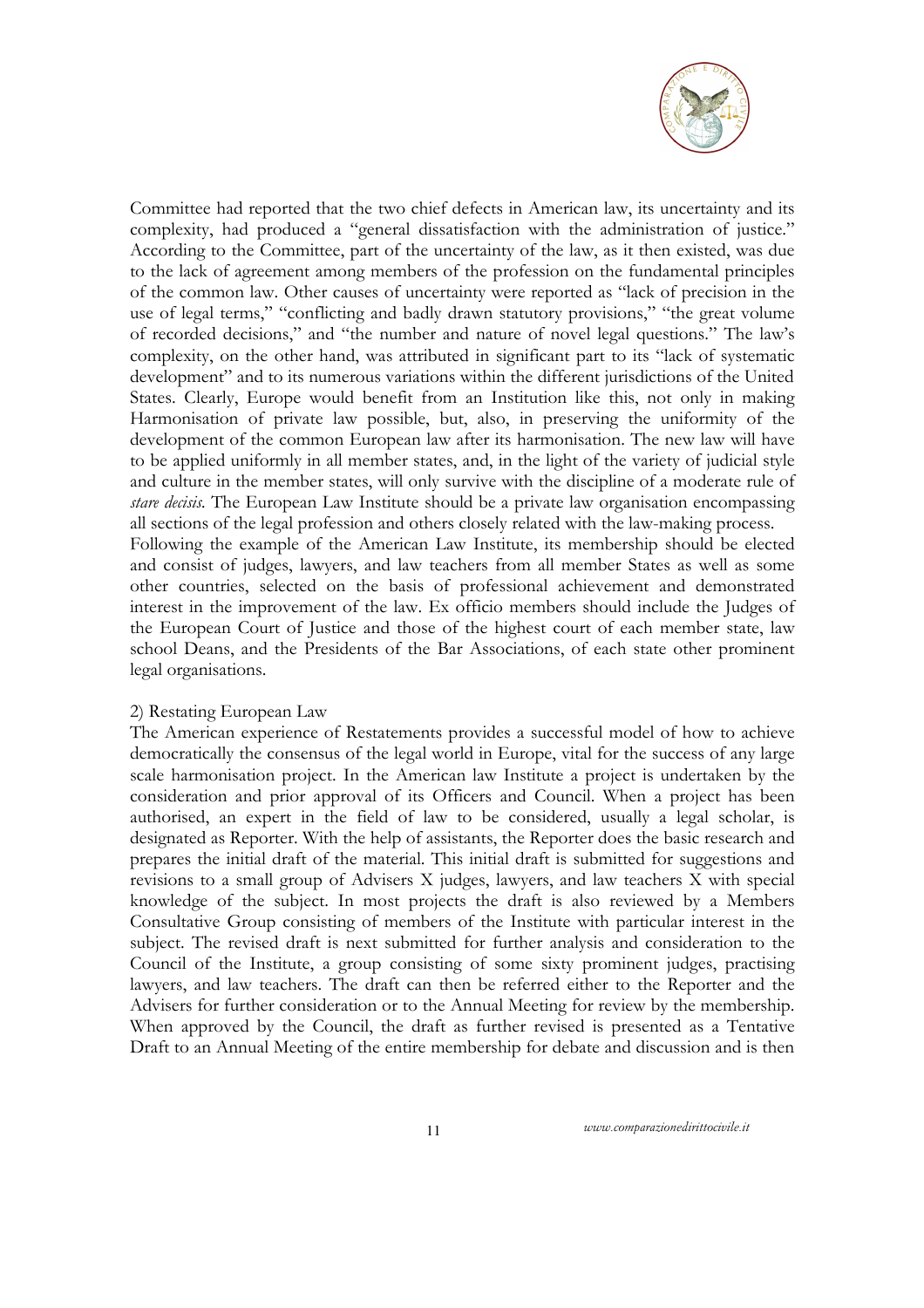Committee had reported that the two chief defects in American law, its uncertainty and its complexity, had produced a "general dissatisfaction with the administration of justice." According to the Committee, part of the uncertainty of the law, as it then existed, was due to the lack of agreement among members of the profession on the fundamental principles of the common law. Other causes of uncertainty were reported as "lack of precision in the use of legal terms," "conflicting and badly drawn statutory provisions," "the great volume of recorded decisions," and "the number and nature of novel legal questions." The law's complexity, on the other hand, was attributed in significant part to its "lack of systematic development" and to its numerous variations within the different jurisdictions of the United States. Clearly, Europe would benefit from an Institution like this, not only in making Harmonisation of private law possible, but, also, in preserving the uniformity of the development of the common European law after its harmonisation. The new law will have to be applied uniformly in all member states, and, in the light of the variety of judicial style and culture in the member states, will only survive with the discipline of a moderate rule of *stare decisis*. The European Law Institute should be a private law organisation encompassing all sections of the legal profession and others closely related with the law-making process.
Following the example of the American Law Institute, its membership should be elected and consist of judges, lawyers, and law teachers from all member States as well as some other countries, selected on the basis of professional achievement and demonstrated interest in the improvement of the law. Ex officio members should include the Judges of the European Court of Justice and those of the highest court of each member state, law school Deans, and the Presidents of the Bar Associations, of each state other prominent legal organisations.

2) Restating European Law

The American experience of Restatements provides a successful model of how to achieve democratically the consensus of the legal world in Europe, vital for the success of any large scale harmonisation project. In the American law Institute a project is undertaken by the consideration and prior approval of its Officers and Council. When a project has been authorised, an expert in the field of law to be considered, usually a legal scholar, is designated as Reporter. With the help of assistants, the Reporter does the basic research and prepares the initial draft of the material. This initial draft is submitted for suggestions and revisions to a small group of Advisers X judges, lawyers, and law teachers X with special knowledge of the subject. In most projects the draft is also reviewed by a Members Consultative Group consisting of members of the Institute with particular interest in the subject. The revised draft is next submitted for further analysis and consideration to the Council of the Institute, a group consisting of some sixty prominent judges, practising lawyers, and law teachers. The draft can then be referred either to the Reporter and the Advisers for further consideration or to the Annual Meeting for review by the membership. When approved by the Council, the draft as further revised is presented as a Tentative Draft to an Annual Meeting of the entire membership for debate and discussion and is then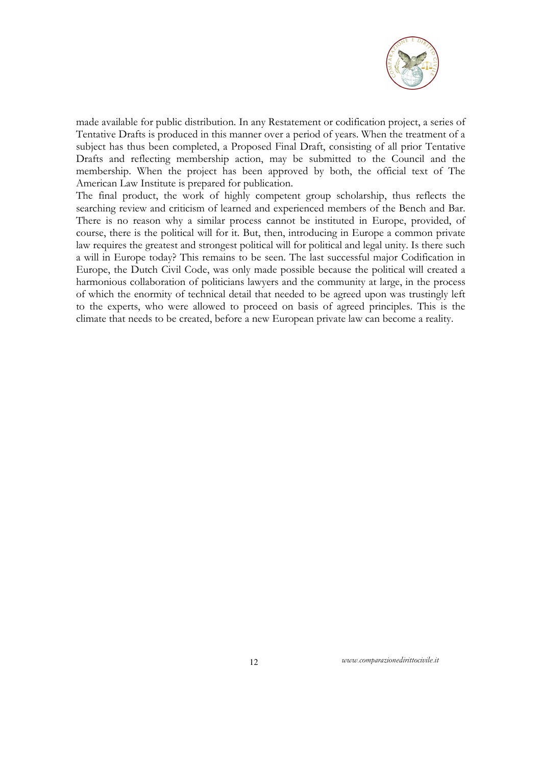made available for public distribution. In any Restatement or codification project, a series of Tentative Drafts is produced in this manner over a period of years. When the treatment of a subject has thus been completed, a Proposed Final Draft, consisting of all prior Tentative Drafts and reflecting membership action, may be submitted to the Council and the membership. When the project has been approved by both, the official text of The American Law Institute is prepared for publication.

The final product, the work of highly competent group scholarship, thus reflects the searching review and criticism of learned and experienced members of the Bench and Bar. There is no reason why a similar process cannot be instituted in Europe, provided, of course, there is the political will for it. But, then, introducing in Europe a common private law requires the greatest and strongest political will for political and legal unity. Is there such a will in Europe today? This remains to be seen. The last successful major Codification in Europe, the Dutch Civil Code, was only made possible because the political will created a harmonious collaboration of politicians lawyers and the community at large, in the process of which the enormity of technical detail that needed to be agreed upon was trustingly left to the experts, who were allowed to proceed on basis of agreed principles. This is the climate that needs to be created, before a new European private law can become a reality.